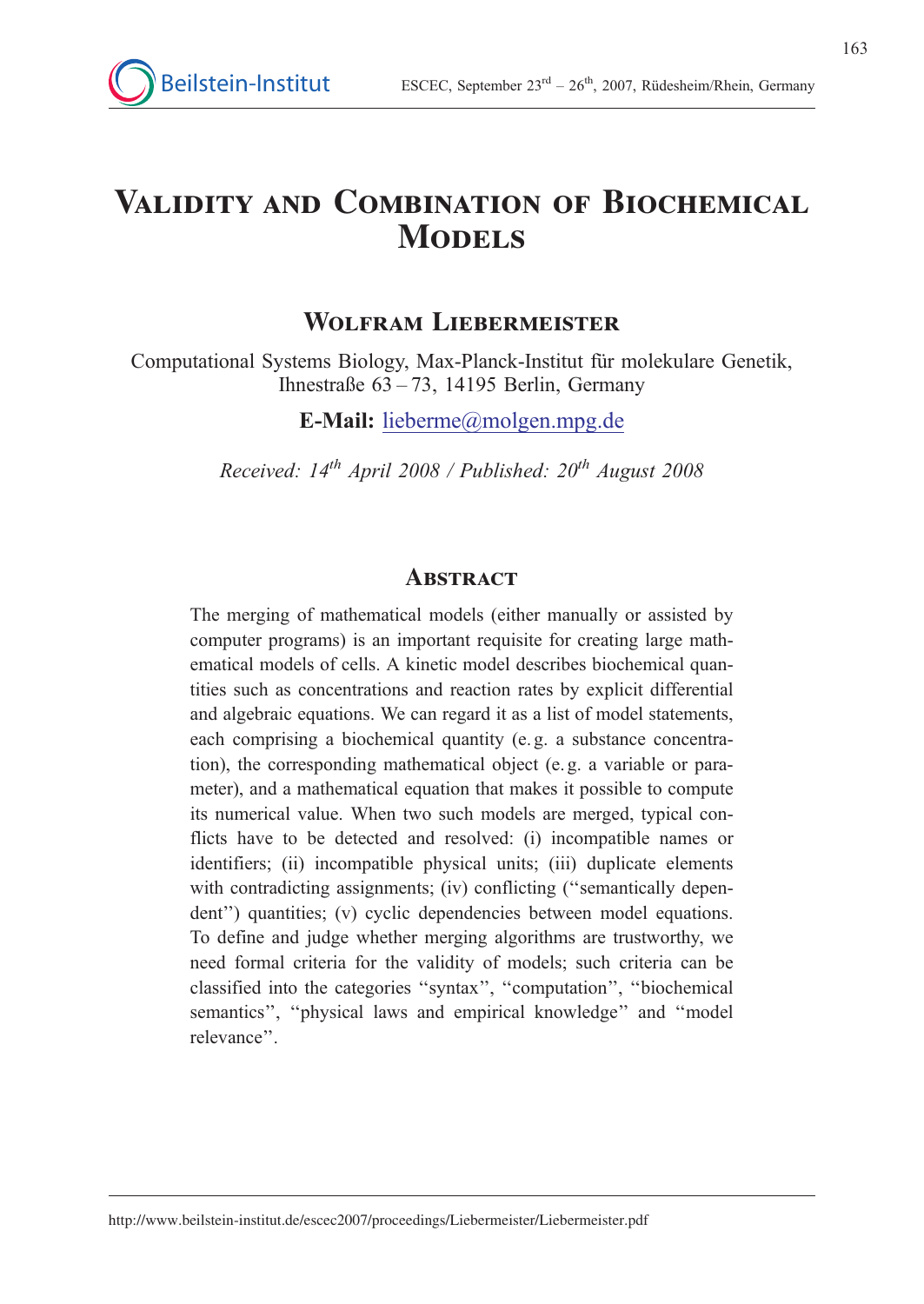# Validity and Combination of Biochemical Models

## Wolfram Liebermeister

Computational Systems Biology, Max-Planck-Institut für molekulare Genetik, Ihnestraße 63 – 73, 14195 Berlin, Germany

**E-Mail:** lieberme@molgen.mpg.de

*Received: 14th April 2008 / Published: 20th August 2008*

## Abstract

The merging of mathematical models (either manually or assisted by computer programs) is an important requisite for creating large mathematical models of cells. A kinetic model describes biochemical quantities such as concentrations and reaction rates by explicit differential and algebraic equations. We can regard it as a list of model statements, each comprising a biochemical quantity (e. g. a substance concentration), the corresponding mathematical object (e. g. a variable or parameter), and a mathematical equation that makes it possible to compute its numerical value. When two such models are merged, typical conflicts have to be detected and resolved: (i) incompatible names or identifiers; (ii) incompatible physical units; (iii) duplicate elements with contradicting assignments; (iv) conflicting ("semantically dependent") quantities; (v) cyclic dependencies between model equations. To define and judge whether merging algorithms are trustworthy, we need formal criteria for the validity of models; such criteria can be classified into the categories "syntax", "computation", "biochemical semantics", "physical laws and empirical knowledge" and "model relevance".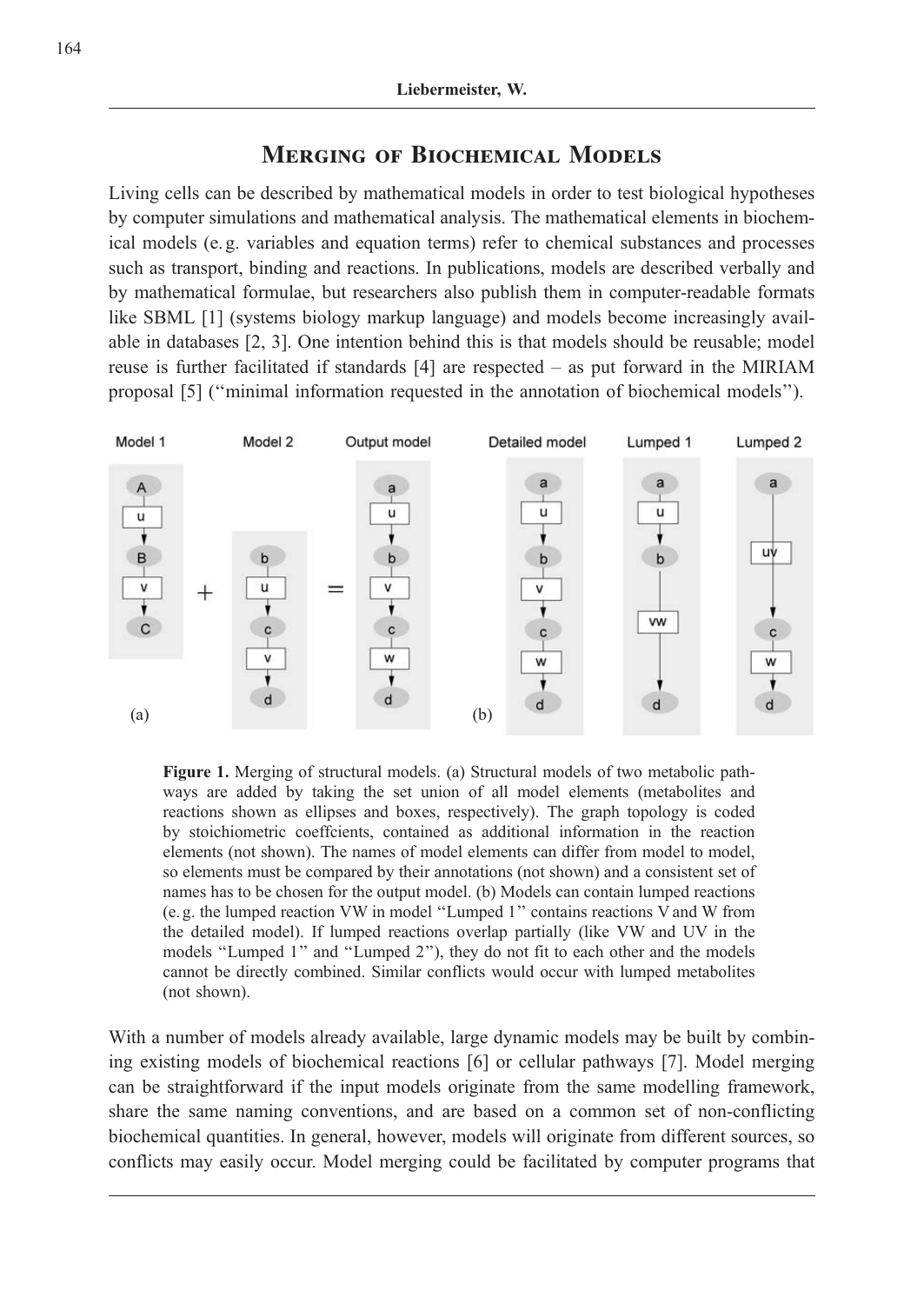# Merging of Biochemical Models

Living cells can be described by mathematical models in order to test biological hypotheses by computer simulations and mathematical analysis. The mathematical elements in biochemical models (e. g. variables and equation terms) refer to chemical substances and processes such as transport, binding and reactions. In publications, models are described verbally and by mathematical formulae, but researchers also publish them in computer-readable formats like SBML [1] (systems biology markup language) and models become increasingly available in databases [2, 3]. One intention behind this is that models should be reusable; model reuse is further facilitated if standards [4] are respected – as put forward in the MIRIAM proposal [5] ("minimal information requested in the annotation of biochemical models").

**Figure 1.** Merging of structural models. (a) Structural models of two metabolic pathways are added by taking the set union of all model elements (metabolites and reactions shown as ellipses and boxes, respectively). The graph topology is coded by stoichiometric coeffcients, contained as additional information in the reaction elements (not shown). The names of model elements can differ from model to model, so elements must be compared by their annotations (not shown) and a consistent set of names has to be chosen for the output model. (b) Models can contain lumped reactions (e. g. the lumped reaction VW in model "Lumped 1" contains reactions V and W from the detailed model). If lumped reactions overlap partially (like VW and UV in the models "Lumped 1" and "Lumped 2"), they do not fit to each other and the models cannot be directly combined. Similar conflicts would occur with lumped metabolites (not shown).

With a number of models already available, large dynamic models may be built by combining existing models of biochemical reactions [6] or cellular pathways [7]. Model merging can be straightforward if the input models originate from the same modelling framework, share the same naming conventions, and are based on a common set of non-conflicting biochemical quantities. In general, however, models will originate from different sources, so conflicts may easily occur. Model merging could be facilitated by computer programs that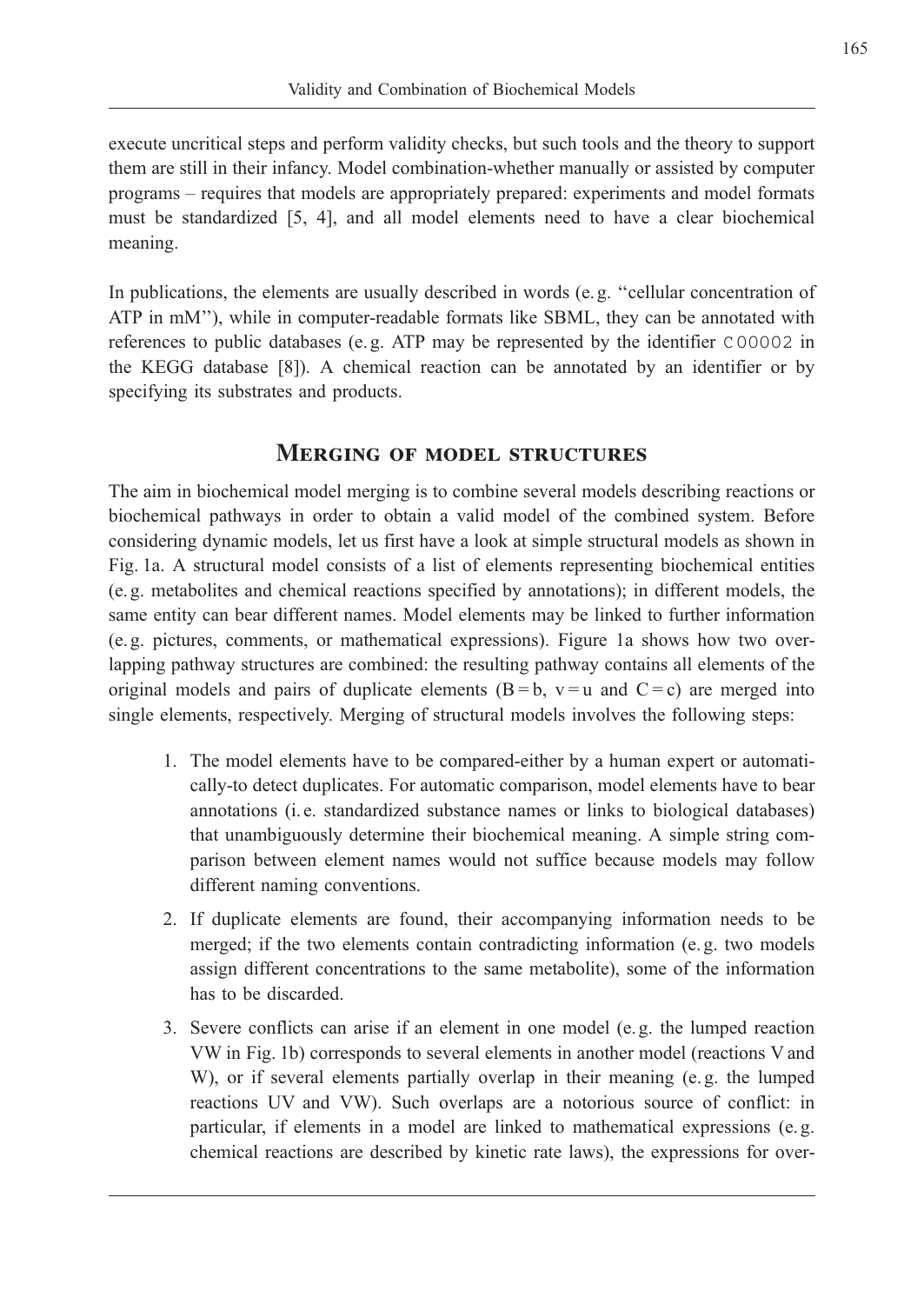execute uncritical steps and perform validity checks, but such tools and the theory to support them are still in their infancy. Model combination-whether manually or assisted by computer programs – requires that models are appropriately prepared: experiments and model formats must be standardized [5, 4], and all model elements need to have a clear biochemical meaning.

In publications, the elements are usually described in words (e. g. ''cellular concentration of ATP in mM''), while in computer-readable formats like SBML, they can be annotated with references to public databases (e. g. ATP may be represented by the identifier `C00002` in the KEGG database [8]). A chemical reaction can be annotated by an identifier or by specifying its substrates and products.

## Merging of model structures

The aim in biochemical model merging is to combine several models describing reactions or biochemical pathways in order to obtain a valid model of the combined system. Before considering dynamic models, let us first have a look at simple structural models as shown in Fig. 1a. A structural model consists of a list of elements representing biochemical entities (e. g. metabolites and chemical reactions specified by annotations); in different models, the same entity can bear different names. Model elements may be linked to further information (e. g. pictures, comments, or mathematical expressions). Figure 1a shows how two overlapping pathway structures are combined: the resulting pathway contains all elements of the original models and pairs of duplicate elements ($B = b$, $v = u$ and $C = c$) are merged into single elements, respectively. Merging of structural models involves the following steps:

1. The model elements have to be compared-either by a human expert or automatically-to detect duplicates. For automatic comparison, model elements have to bear annotations (i. e. standardized substance names or links to biological databases) that unambiguously determine their biochemical meaning. A simple string comparison between element names would not suffice because models may follow different naming conventions.
2. If duplicate elements are found, their accompanying information needs to be merged; if the two elements contain contradicting information (e. g. two models assign different concentrations to the same metabolite), some of the information has to be discarded.
3. Severe conflicts can arise if an element in one model (e. g. the lumped reaction VW in Fig. 1b) corresponds to several elements in another model (reactions V and W), or if several elements partially overlap in their meaning (e. g. the lumped reactions UV and VW). Such overlaps are a notorious source of conflict: in particular, if elements in a model are linked to mathematical expressions (e. g. chemical reactions are described by kinetic rate laws), the expressions for over-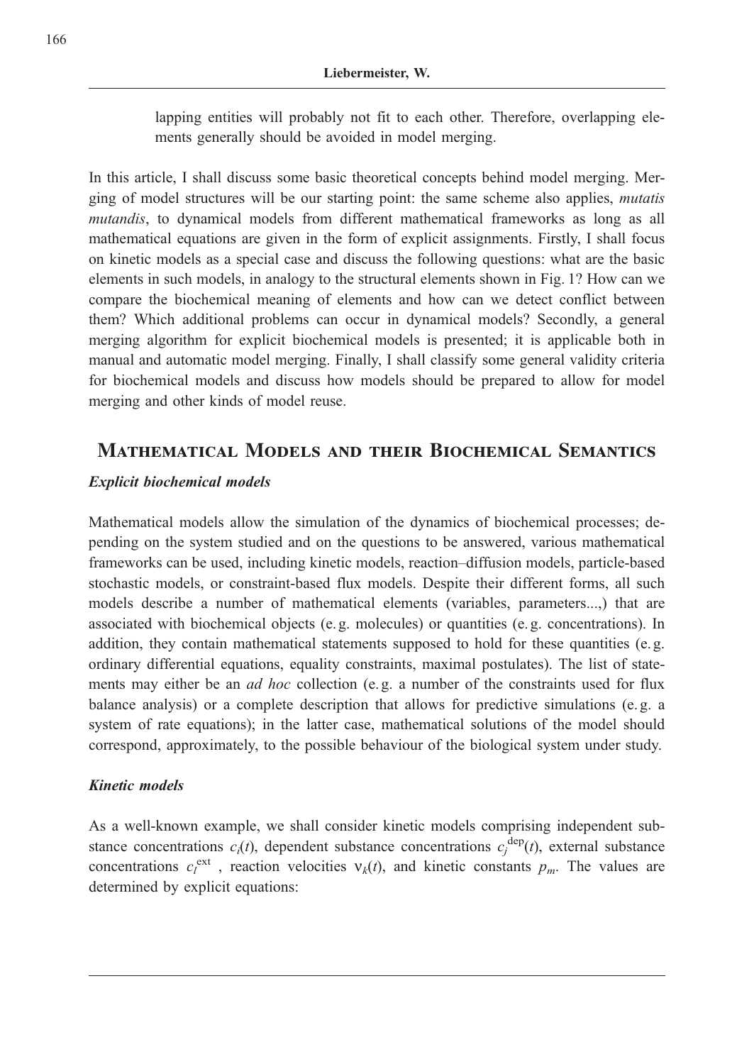lapping entities will probably not fit to each other. Therefore, overlapping elements generally should be avoided in model merging.

In this article, I shall discuss some basic theoretical concepts behind model merging. Merging of model structures will be our starting point: the same scheme also applies, *mutatis mutandis*, to dynamical models from different mathematical frameworks as long as all mathematical equations are given in the form of explicit assignments. Firstly, I shall focus on kinetic models as a special case and discuss the following questions: what are the basic elements in such models, in analogy to the structural elements shown in Fig. 1? How can we compare the biochemical meaning of elements and how can we detect conflict between them? Which additional problems can occur in dynamical models? Secondly, a general merging algorithm for explicit biochemical models is presented; it is applicable both in manual and automatic model merging. Finally, I shall classify some general validity criteria for biochemical models and discuss how models should be prepared to allow for model merging and other kinds of model reuse.

## Mathematical Models and their Biochemical Semantics

### *Explicit biochemical models*

Mathematical models allow the simulation of the dynamics of biochemical processes; depending on the system studied and on the questions to be answered, various mathematical frameworks can be used, including kinetic models, reaction–diffusion models, particle-based stochastic models, or constraint-based flux models. Despite their different forms, all such models describe a number of mathematical elements (variables, parameters...,) that are associated with biochemical objects (e. g. molecules) or quantities (e. g. concentrations). In addition, they contain mathematical statements supposed to hold for these quantities (e. g. ordinary differential equations, equality constraints, maximal postulates). The list of statements may either be an *ad hoc* collection (e. g. a number of the constraints used for flux balance analysis) or a complete description that allows for predictive simulations (e. g. a system of rate equations); in the latter case, mathematical solutions of the model should correspond, approximately, to the possible behaviour of the biological system under study.

### *Kinetic models*

As a well-known example, we shall consider kinetic models comprising independent substance concentrations $c_i(t)$, dependent substance concentrations $c_j^{\mathrm{dep}}(t)$, external substance concentrations $c_l^{\mathrm{ext}}$ , reaction velocities $\nu_k(t)$, and kinetic constants $p_m$. The values are determined by explicit equations: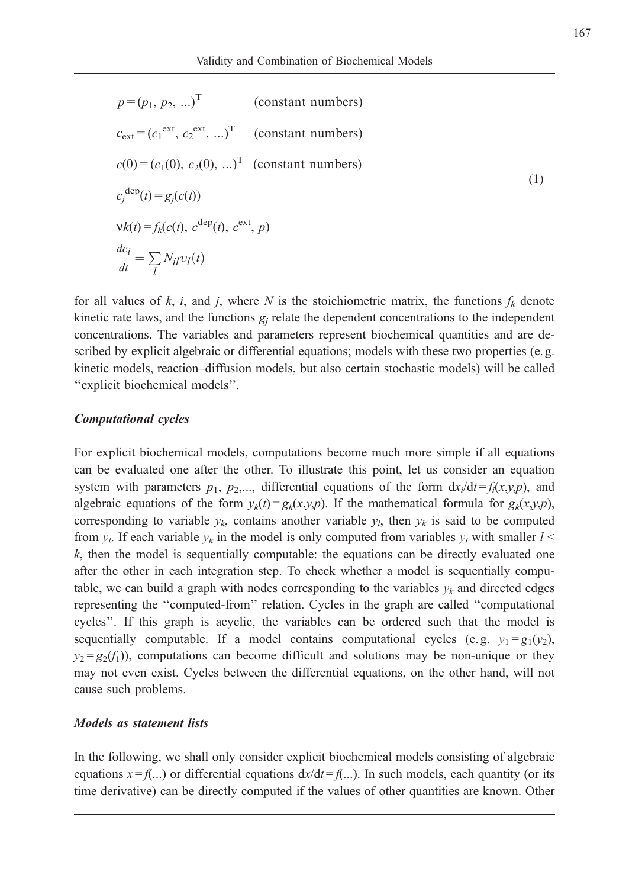$$
\begin{aligned}
&p = (p_1, p_2, \ldots)^{\mathrm{T}} && \text{(constant numbers)} \\
&c_{\text{ext}} = (c_1^{\text{ext}}, c_2^{\text{ext}}, \ldots)^{\mathrm{T}} && \text{(constant numbers)} \\
&c(0) = (c_1(0), c_2(0), \ldots)^{\mathrm{T}} && \text{(constant numbers)} \\
&c_j^{\text{dep}}(t) = g_j(c(t)) && \\
&\nu k(t) = f_k(c(t), c^{\text{dep}}(t), c^{\text{ext}}, p) && \\
&\frac{dc_i}{dt} = \sum_l N_{il} \upsilon_l(t) &&
\end{aligned}
\tag{1}
$$

for all values of $k$, $i$, and $j$, where $N$ is the stoichiometric matrix, the functions $f_k$ denote kinetic rate laws, and the functions $g_j$ relate the dependent concentrations to the independent concentrations. The variables and parameters represent biochemical quantities and are described by explicit algebraic or differential equations; models with these two properties (e.g. kinetic models, reaction–diffusion models, but also certain stochastic models) will be called "explicit biochemical models".

### *Computational cycles*

For explicit biochemical models, computations become much more simple if all equations can be evaluated one after the other. To illustrate this point, let us consider an equation system with parameters $p_1$, $p_2$,..., differential equations of the form $dx_i/dt = f_i(x,y,p)$, and algebraic equations of the form $y_k(t) = g_k(x,y,p)$. If the mathematical formula for $g_k(x,y,p)$, corresponding to variable $y_k$, contains another variable $y_l$, then $y_k$ is said to be computed from $y_l$. If each variable $y_k$ in the model is only computed from variables $y_l$ with smaller $l < k$, then the model is sequentially computable: the equations can be directly evaluated one after the other in each integration step. To check whether a model is sequentially computable, we can build a graph with nodes corresponding to the variables $y_k$ and directed edges representing the "computed-from" relation. Cycles in the graph are called "computational cycles". If this graph is acyclic, the variables can be ordered such that the model is sequentially computable. If a model contains computational cycles (e.g. $y_1 = g_1(y_2)$, $y_2 = g_2(f_1)$), computations can become difficult and solutions may be non-unique or they may not even exist. Cycles between the differential equations, on the other hand, will not cause such problems.

### *Models as statement lists*

In the following, we shall only consider explicit biochemical models consisting of algebraic equations $x = f(\ldots)$ or differential equations $dx/dt = f(\ldots)$. In such models, each quantity (or its time derivative) can be directly computed if the values of other quantities are known. Other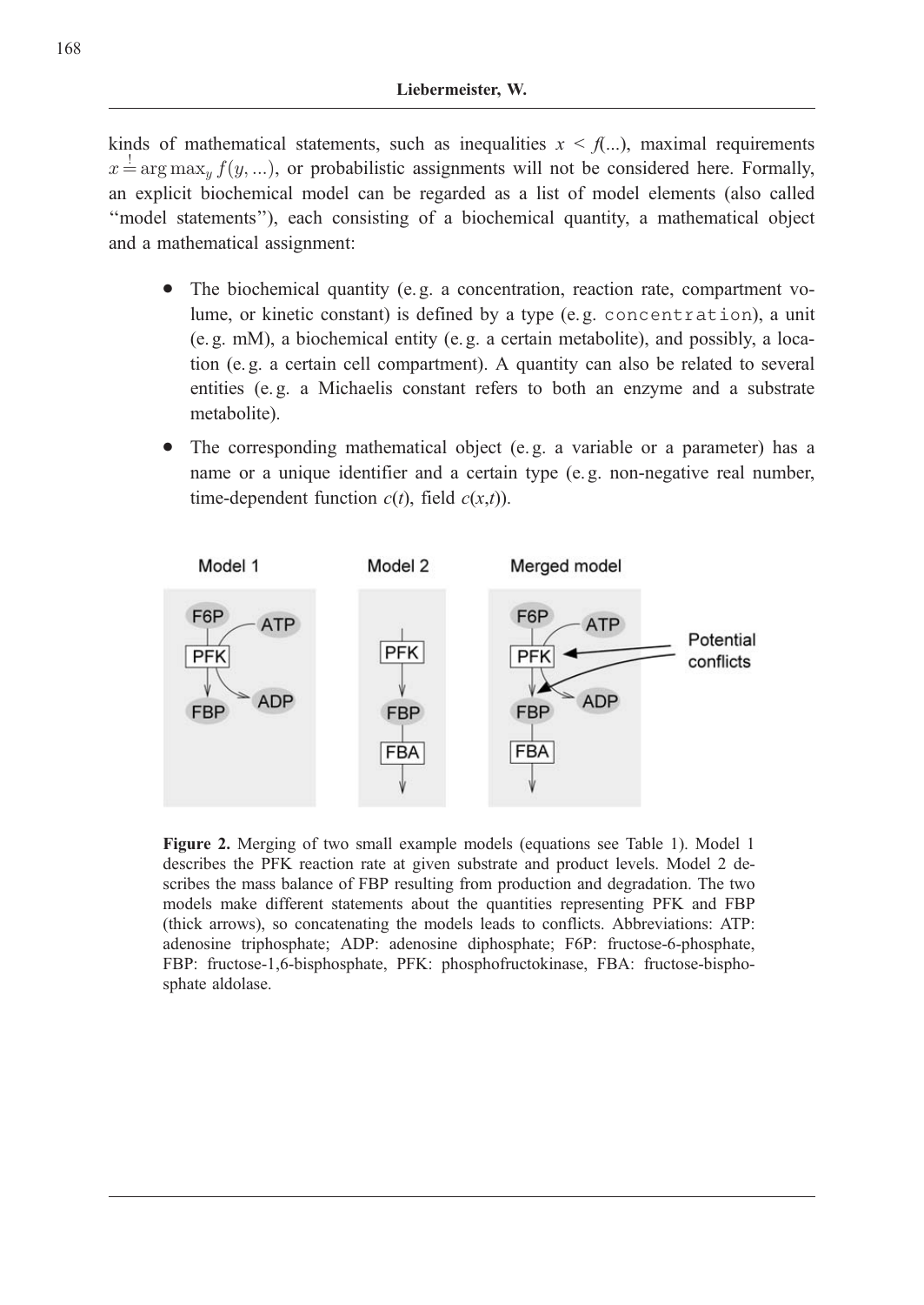kinds of mathematical statements, such as inequalities $x < f(...)$, maximal requirements $x \stackrel{!}{=} \arg\max_y f(y, ...)$, or probabilistic assignments will not be considered here. Formally, an explicit biochemical model can be regarded as a list of model elements (also called "model statements"), each consisting of a biochemical quantity, a mathematical object and a mathematical assignment:

- The biochemical quantity (e. g. a concentration, reaction rate, compartment volume, or kinetic constant) is defined by a type (e. g. `concentration`), a unit (e. g. mM), a biochemical entity (e. g. a certain metabolite), and possibly, a location (e. g. a certain cell compartment). A quantity can also be related to several entities (e. g. a Michaelis constant refers to both an enzyme and a substrate metabolite).
- The corresponding mathematical object (e. g. a variable or a parameter) has a name or a unique identifier and a certain type (e. g. non-negative real number, time-dependent function $c(t)$, field $c(x,t)$).

**Figure 2.** Merging of two small example models (equations see Table 1). Model 1 describes the PFK reaction rate at given substrate and product levels. Model 2 describes the mass balance of FBP resulting from production and degradation. The two models make different statements about the quantities representing PFK and FBP (thick arrows), so concatenating the models leads to conflicts. Abbreviations: ATP: adenosine triphosphate; ADP: adenosine diphosphate; F6P: fructose-6-phosphate, FBP: fructose-1,6-bisphosphate, PFK: phosphofructokinase, FBA: fructose-bisphosphate aldolase.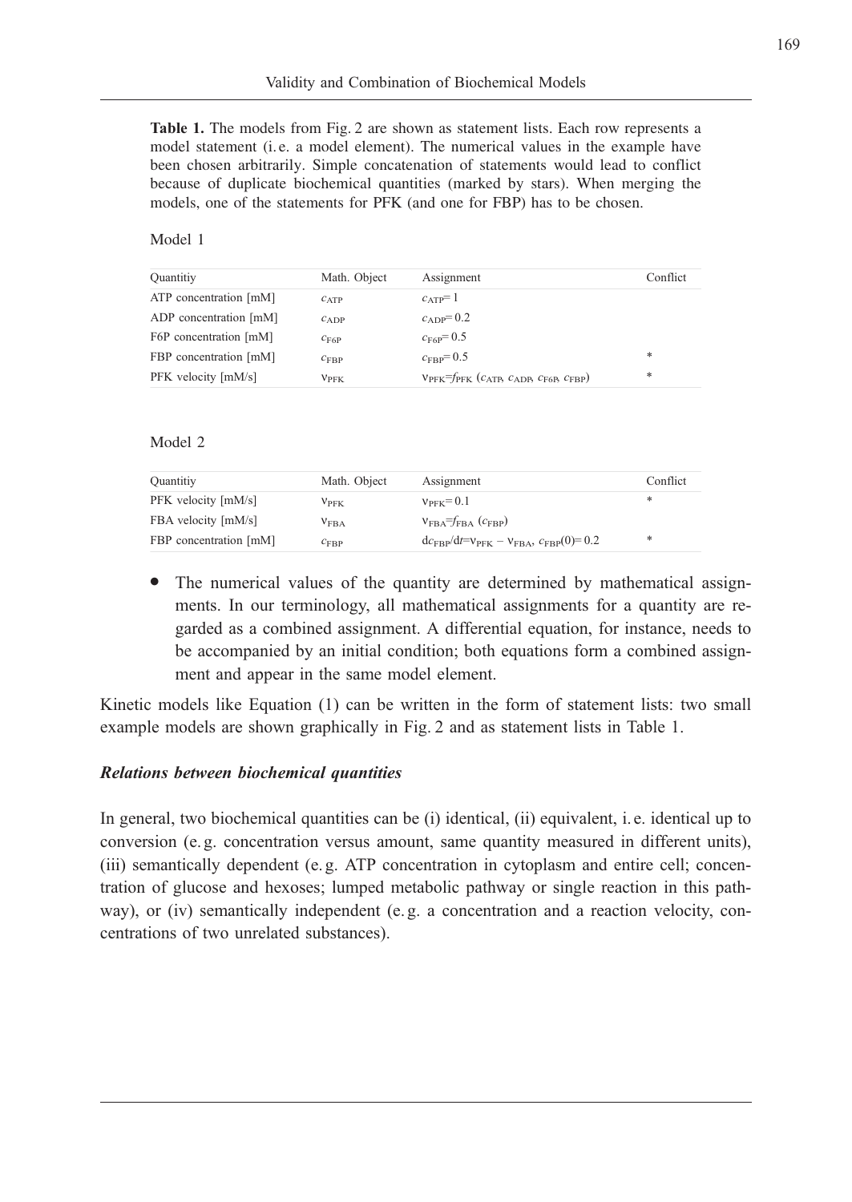**Table 1.** The models from Fig. 2 are shown as statement lists. Each row represents a model statement (i. e. a model element). The numerical values in the example have been chosen arbitrarily. Simple concatenation of statements would lead to conflict because of duplicate biochemical quantities (marked by stars). When merging the models, one of the statements for PFK (and one for FBP) has to be chosen.

Model 1

| Quantitiy | Math. Object | Assignment | Conflict |
|---|---|---|---|
| ATP concentration [mM] | $c_{ATP}$ | $c_{ATP}=1$ | |
| ADP concentration [mM] | $c_{ADP}$ | $c_{ADP}=0.2$ | |
| F6P concentration [mM] | $c_{F6P}$ | $c_{F6P}=0.5$ | |
| FBP concentration [mM] | $c_{FBP}$ | $c_{FBP}=0.5$ | * |
| PFK velocity [mM/s] | $v_{PFK}$ | $v_{PFK}=f_{PFK}\,(c_{ATP}, c_{ADP}, c_{F6P}, c_{FBP})$ | * |

Model 2

| Quantitiy | Math. Object | Assignment | Conflict |
|---|---|---|---|
| PFK velocity [mM/s] | $v_{PFK}$ | $v_{PFK}=0.1$ | * |
| FBA velocity [mM/s] | $v_{FBA}$ | $v_{FBA}=f_{FBA}\,(c_{FBP})$ | |
| FBP concentration [mM] | $c_{FBP}$ | $dc_{FBP}/dt=v_{PFK}-v_{FBA},\ c_{FBP}(0)=0.2$ | * |

- The numerical values of the quantity are determined by mathematical assignments. In our terminology, all mathematical assignments for a quantity are regarded as a combined assignment. A differential equation, for instance, needs to be accompanied by an initial condition; both equations form a combined assignment and appear in the same model element.

Kinetic models like Equation (1) can be written in the form of statement lists: two small example models are shown graphically in Fig. 2 and as statement lists in Table 1.

### *Relations between biochemical quantities*

In general, two biochemical quantities can be (i) identical, (ii) equivalent, i. e. identical up to conversion (e. g. concentration versus amount, same quantity measured in different units), (iii) semantically dependent (e. g. ATP concentration in cytoplasm and entire cell; concentration of glucose and hexoses; lumped metabolic pathway or single reaction in this pathway), or (iv) semantically independent (e. g. a concentration and a reaction velocity, concentrations of two unrelated substances).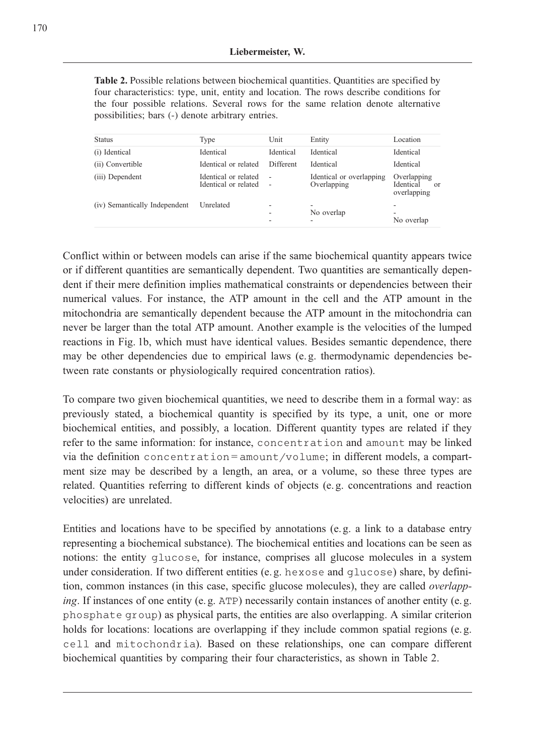**Table 2.** Possible relations between biochemical quantities. Quantities are specified by four characteristics: type, unit, entity and location. The rows describe conditions for the four possible relations. Several rows for the same relation denote alternative possibilities; bars (-) denote arbitrary entries.

| Status | Type | Unit | Entity | Location |
|---|---|---|---|---|
| (i) Identical | Identical | Identical | Identical | Identical |
| (ii) Convertible | Identical or related | Different | Identical | Identical |
| (iii) Dependent | Identical or related | - | Identical or overlapping | Overlapping |
| | Identical or related | - | Overlapping | Identical or overlapping |
| (iv) Semantically Independent | Unrelated | - | - | - |
| | | - | No overlap | - |
| | | - | - | No overlap |

Conflict within or between models can arise if the same biochemical quantity appears twice or if different quantities are semantically dependent. Two quantities are semantically dependent if their mere definition implies mathematical constraints or dependencies between their numerical values. For instance, the ATP amount in the cell and the ATP amount in the mitochondria are semantically dependent because the ATP amount in the mitochondria can never be larger than the total ATP amount. Another example is the velocities of the lumped reactions in Fig. 1b, which must have identical values. Besides semantic dependence, there may be other dependencies due to empirical laws (e. g. thermodynamic dependencies between rate constants or physiologically required concentration ratios).

To compare two given biochemical quantities, we need to describe them in a formal way: as previously stated, a biochemical quantity is specified by its type, a unit, one or more biochemical entities, and possibly, a location. Different quantity types are related if they refer to the same information: for instance, `concentration` and `amount` may be linked via the definition `concentration = amount/volume`; in different models, a compartment size may be described by a length, an area, or a volume, so these three types are related. Quantities referring to different kinds of objects (e. g. concentrations and reaction velocities) are unrelated.

Entities and locations have to be specified by annotations (e. g. a link to a database entry representing a biochemical substance). The biochemical entities and locations can be seen as notions: the entity `glucose`, for instance, comprises all glucose molecules in a system under consideration. If two different entities (e. g. `hexose` and `glucose`) share, by definition, common instances (in this case, specific glucose molecules), they are called *overlapping*. If instances of one entity (e. g. `ATP`) necessarily contain instances of another entity (e. g. `phosphate group`) as physical parts, the entities are also overlapping. A similar criterion holds for locations: locations are overlapping if they include common spatial regions (e. g. `cell` and `mitochondria`). Based on these relationships, one can compare different biochemical quantities by comparing their four characteristics, as shown in Table 2.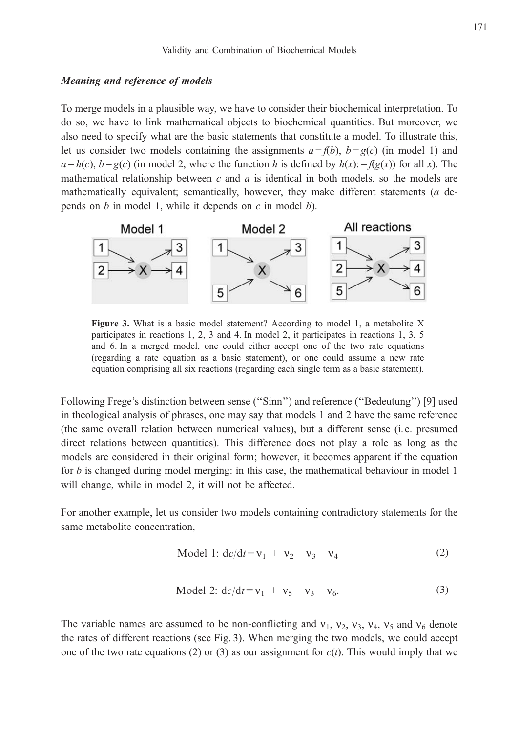### *Meaning and reference of models*

To merge models in a plausible way, we have to consider their biochemical interpretation. To do so, we have to link mathematical objects to biochemical quantities. But moreover, we also need to specify what are the basic statements that constitute a model. To illustrate this, let us consider two models containing the assignments $a = f(b)$, $b = g(c)$ (in model 1) and $a = h(c)$, $b = g(c)$ (in model 2, where the function $h$ is defined by $h(x) := f(g(x))$ for all $x$). The mathematical relationship between $c$ and $a$ is identical in both models, so the models are mathematically equivalent; semantically, however, they make different statements ($a$ depends on $b$ in model 1, while it depends on $c$ in model $b$).

**Figure 3.** What is a basic model statement? According to model 1, a metabolite X participates in reactions 1, 2, 3 and 4. In model 2, it participates in reactions 1, 3, 5 and 6. In a merged model, one could either accept one of the two rate equations (regarding a rate equation as a basic statement), or one could assume a new rate equation comprising all six reactions (regarding each single term as a basic statement).

Following Frege's distinction between sense (''Sinn'') and reference (''Bedeutung'') [9] used in theological analysis of phrases, one may say that models 1 and 2 have the same reference (the same overall relation between numerical values), but a different sense (i. e. presumed direct relations between quantities). This difference does not play a role as long as the models are considered in their original form; however, it becomes apparent if the equation for $b$ is changed during model merging: in this case, the mathematical behaviour in model 1 will change, while in model 2, it will not be affected.

For another example, let us consider two models containing contradictory statements for the same metabolite concentration,

$$\text{Model 1: } dc/dt = \nu_1 + \nu_2 - \nu_3 - \nu_4 \tag{2}$$

$$\text{Model 2: } dc/dt = \nu_1 + \nu_5 - \nu_3 - \nu_6. \tag{3}$$

The variable names are assumed to be non-conflicting and $\nu_1$, $\nu_2$, $\nu_3$, $\nu_4$, $\nu_5$ and $\nu_6$ denote the rates of different reactions (see Fig. 3). When merging the two models, we could accept one of the two rate equations (2) or (3) as our assignment for $c(t)$. This would imply that we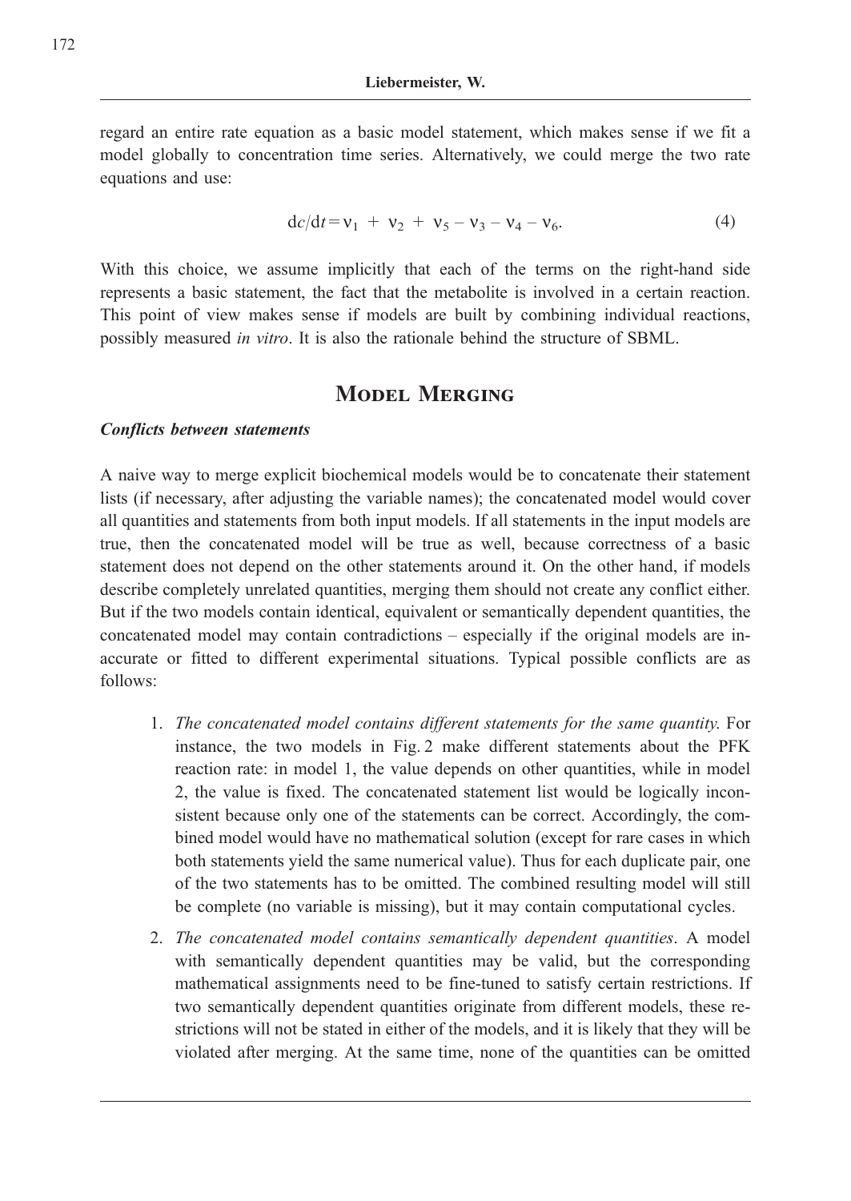regard an entire rate equation as a basic model statement, which makes sense if we fit a model globally to concentration time series. Alternatively, we could merge the two rate equations and use:

$$dc/dt = \nu_1 + \nu_2 + \nu_5 - \nu_3 - \nu_4 - \nu_6. \tag{4}$$

With this choice, we assume implicitly that each of the terms on the right-hand side represents a basic statement, the fact that the metabolite is involved in a certain reaction. This point of view makes sense if models are built by combining individual reactions, possibly measured *in vitro*. It is also the rationale behind the structure of SBML.

## Model Merging

### *Conflicts between statements*

A naive way to merge explicit biochemical models would be to concatenate their statement lists (if necessary, after adjusting the variable names); the concatenated model would cover all quantities and statements from both input models. If all statements in the input models are true, then the concatenated model will be true as well, because correctness of a basic statement does not depend on the other statements around it. On the other hand, if models describe completely unrelated quantities, merging them should not create any conflict either. But if the two models contain identical, equivalent or semantically dependent quantities, the concatenated model may contain contradictions – especially if the original models are inaccurate or fitted to different experimental situations. Typical possible conflicts are as follows:

1. *The concatenated model contains different statements for the same quantity.* For instance, the two models in Fig. 2 make different statements about the PFK reaction rate: in model 1, the value depends on other quantities, while in model 2, the value is fixed. The concatenated statement list would be logically inconsistent because only one of the statements can be correct. Accordingly, the combined model would have no mathematical solution (except for rare cases in which both statements yield the same numerical value). Thus for each duplicate pair, one of the two statements has to be omitted. The combined resulting model will still be complete (no variable is missing), but it may contain computational cycles.
2. *The concatenated model contains semantically dependent quantities*. A model with semantically dependent quantities may be valid, but the corresponding mathematical assignments need to be fine-tuned to satisfy certain restrictions. If two semantically dependent quantities originate from different models, these restrictions will not be stated in either of the models, and it is likely that they will be violated after merging. At the same time, none of the quantities can be omitted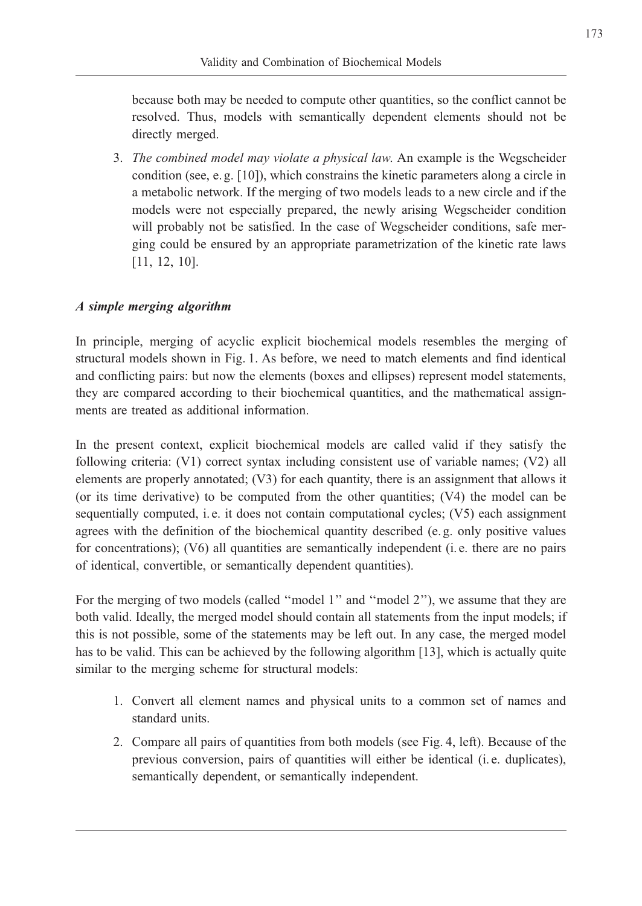because both may be needed to compute other quantities, so the conflict cannot be resolved. Thus, models with semantically dependent elements should not be directly merged.

3. *The combined model may violate a physical law.* An example is the Wegscheider condition (see, e. g. [10]), which constrains the kinetic parameters along a circle in a metabolic network. If the merging of two models leads to a new circle and if the models were not especially prepared, the newly arising Wegscheider condition will probably not be satisfied. In the case of Wegscheider conditions, safe merging could be ensured by an appropriate parametrization of the kinetic rate laws [11, 12, 10].

### *A simple merging algorithm*

In principle, merging of acyclic explicit biochemical models resembles the merging of structural models shown in Fig. 1. As before, we need to match elements and find identical and conflicting pairs: but now the elements (boxes and ellipses) represent model statements, they are compared according to their biochemical quantities, and the mathematical assignments are treated as additional information.

In the present context, explicit biochemical models are called valid if they satisfy the following criteria: (V1) correct syntax including consistent use of variable names; (V2) all elements are properly annotated; (V3) for each quantity, there is an assignment that allows it (or its time derivative) to be computed from the other quantities; (V4) the model can be sequentially computed, i. e. it does not contain computational cycles; (V5) each assignment agrees with the definition of the biochemical quantity described (e. g. only positive values for concentrations); (V6) all quantities are semantically independent (i. e. there are no pairs of identical, convertible, or semantically dependent quantities).

For the merging of two models (called "model 1" and "model 2"), we assume that they are both valid. Ideally, the merged model should contain all statements from the input models; if this is not possible, some of the statements may be left out. In any case, the merged model has to be valid. This can be achieved by the following algorithm [13], which is actually quite similar to the merging scheme for structural models:

1. Convert all element names and physical units to a common set of names and standard units.
2. Compare all pairs of quantities from both models (see Fig. 4, left). Because of the previous conversion, pairs of quantities will either be identical (i. e. duplicates), semantically dependent, or semantically independent.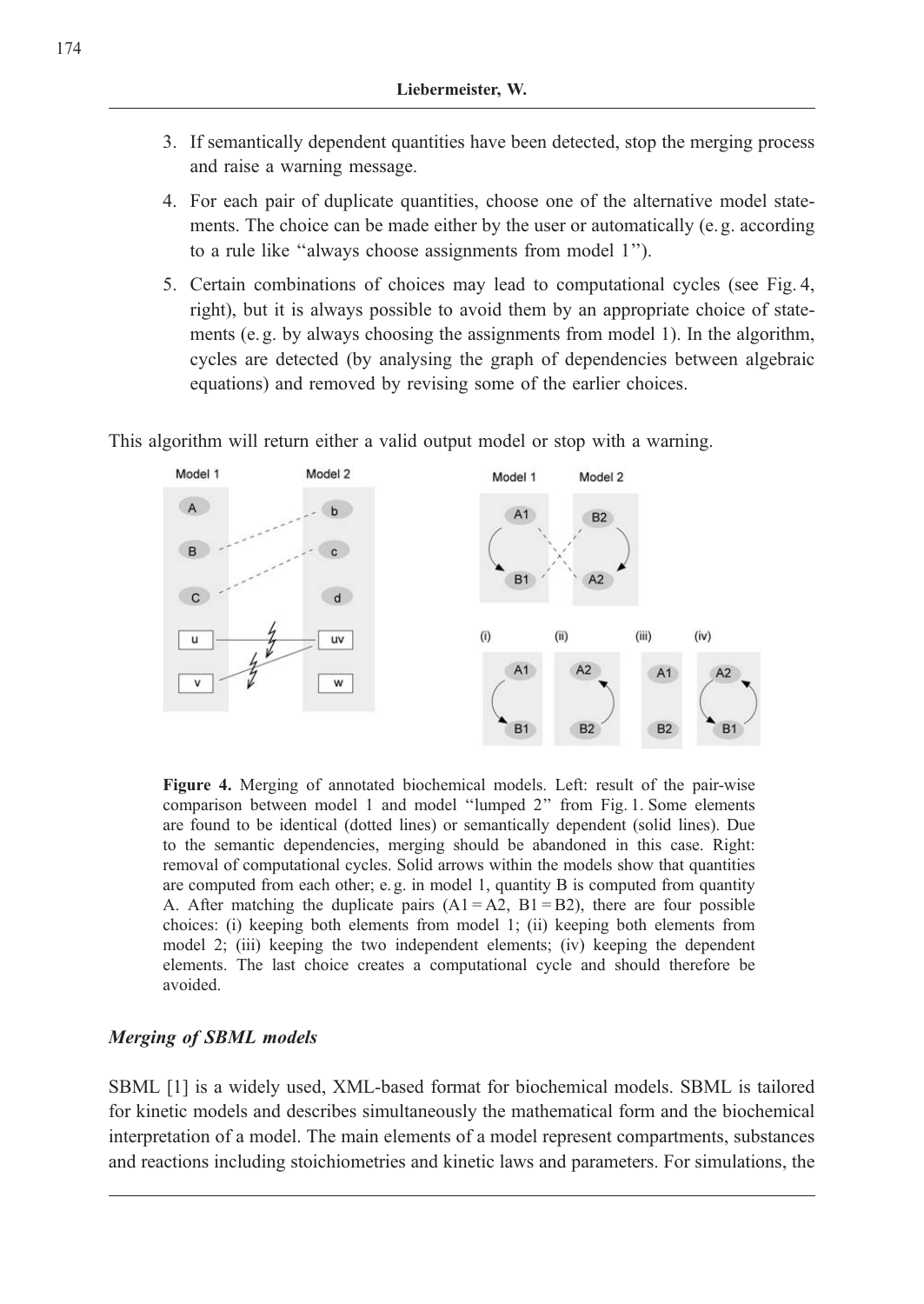3. If semantically dependent quantities have been detected, stop the merging process and raise a warning message.
4. For each pair of duplicate quantities, choose one of the alternative model statements. The choice can be made either by the user or automatically (e. g. according to a rule like "always choose assignments from model 1").
5. Certain combinations of choices may lead to computational cycles (see Fig. 4, right), but it is always possible to avoid them by an appropriate choice of statements (e. g. by always choosing the assignments from model 1). In the algorithm, cycles are detected (by analysing the graph of dependencies between algebraic equations) and removed by revising some of the earlier choices.

This algorithm will return either a valid output model or stop with a warning.

**Figure 4.** Merging of annotated biochemical models. Left: result of the pair-wise comparison between model 1 and model "lumped 2" from Fig. 1. Some elements are found to be identical (dotted lines) or semantically dependent (solid lines). Due to the semantic dependencies, merging should be abandoned in this case. Right: removal of computational cycles. Solid arrows within the models show that quantities are computed from each other; e. g. in model 1, quantity B is computed from quantity A. After matching the duplicate pairs (A1 = A2, B1 = B2), there are four possible choices: (i) keeping both elements from model 1; (ii) keeping both elements from model 2; (iii) keeping the two independent elements; (iv) keeping the dependent elements. The last choice creates a computational cycle and should therefore be avoided.

### *Merging of SBML models*

SBML [1] is a widely used, XML-based format for biochemical models. SBML is tailored for kinetic models and describes simultaneously the mathematical form and the biochemical interpretation of a model. The main elements of a model represent compartments, substances and reactions including stoichiometries and kinetic laws and parameters. For simulations, the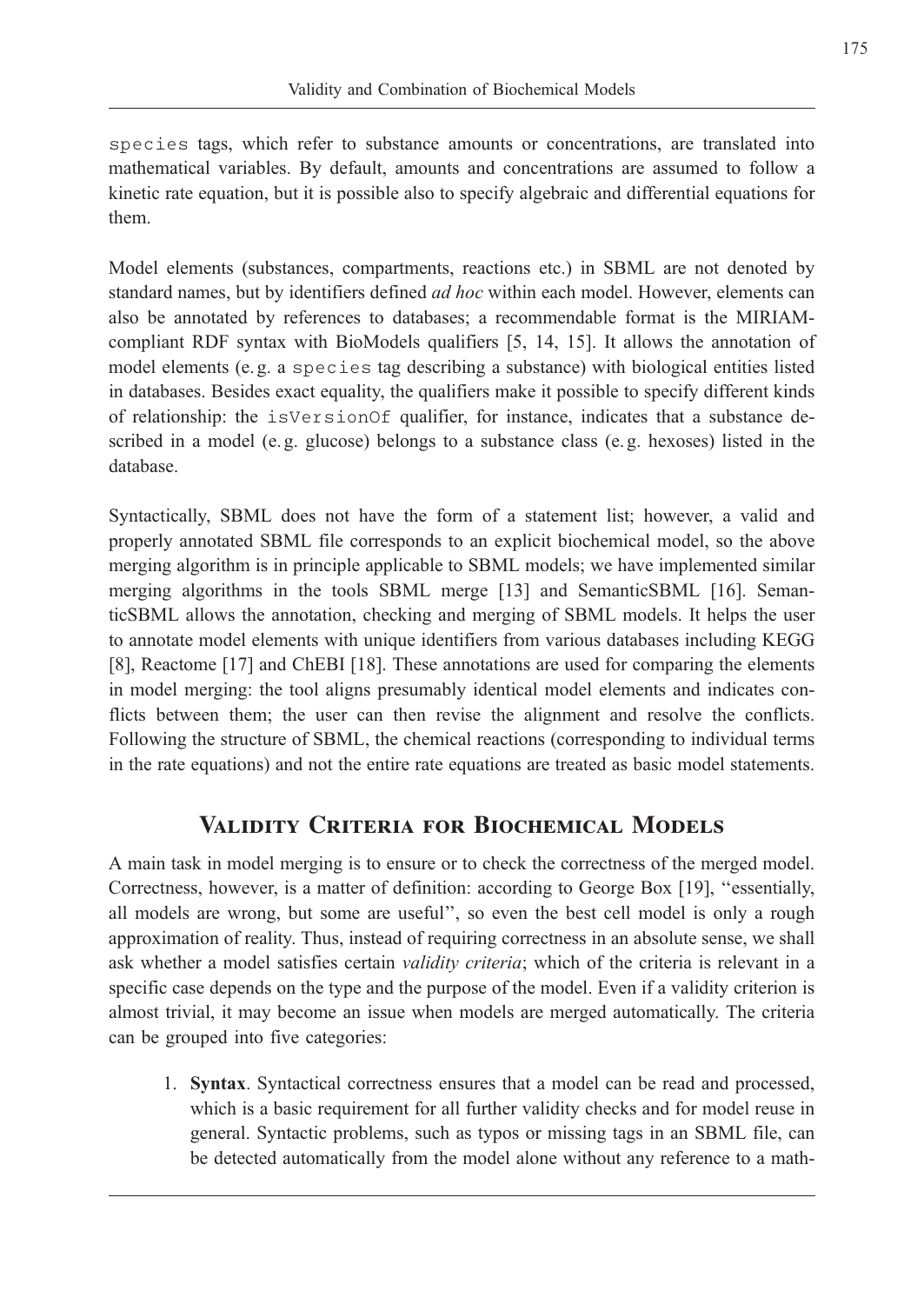species tags, which refer to substance amounts or concentrations, are translated into mathematical variables. By default, amounts and concentrations are assumed to follow a kinetic rate equation, but it is possible also to specify algebraic and differential equations for them.

Model elements (substances, compartments, reactions etc.) in SBML are not denoted by standard names, but by identifiers defined *ad hoc* within each model. However, elements can also be annotated by references to databases; a recommendable format is the MIRIAM-compliant RDF syntax with BioModels qualifiers [5, 14, 15]. It allows the annotation of model elements (e. g. a species tag describing a substance) with biological entities listed in databases. Besides exact equality, the qualifiers make it possible to specify different kinds of relationship: the isVersionOf qualifier, for instance, indicates that a substance described in a model (e. g. glucose) belongs to a substance class (e. g. hexoses) listed in the database.

Syntactically, SBML does not have the form of a statement list; however, a valid and properly annotated SBML file corresponds to an explicit biochemical model, so the above merging algorithm is in principle applicable to SBML models; we have implemented similar merging algorithms in the tools SBML merge [13] and SemanticSBML [16]. SemanticSBML allows the annotation, checking and merging of SBML models. It helps the user to annotate model elements with unique identifiers from various databases including KEGG [8], Reactome [17] and ChEBI [18]. These annotations are used for comparing the elements in model merging: the tool aligns presumably identical model elements and indicates conflicts between them; the user can then revise the alignment and resolve the conflicts. Following the structure of SBML, the chemical reactions (corresponding to individual terms in the rate equations) and not the entire rate equations are treated as basic model statements.

## Validity Criteria for Biochemical Models

A main task in model merging is to ensure or to check the correctness of the merged model. Correctness, however, is a matter of definition: according to George Box [19], "essentially, all models are wrong, but some are useful", so even the best cell model is only a rough approximation of reality. Thus, instead of requiring correctness in an absolute sense, we shall ask whether a model satisfies certain *validity criteria*; which of the criteria is relevant in a specific case depends on the type and the purpose of the model. Even if a validity criterion is almost trivial, it may become an issue when models are merged automatically. The criteria can be grouped into five categories:

1. **Syntax**. Syntactical correctness ensures that a model can be read and processed, which is a basic requirement for all further validity checks and for model reuse in general. Syntactic problems, such as typos or missing tags in an SBML file, can be detected automatically from the model alone without any reference to a math-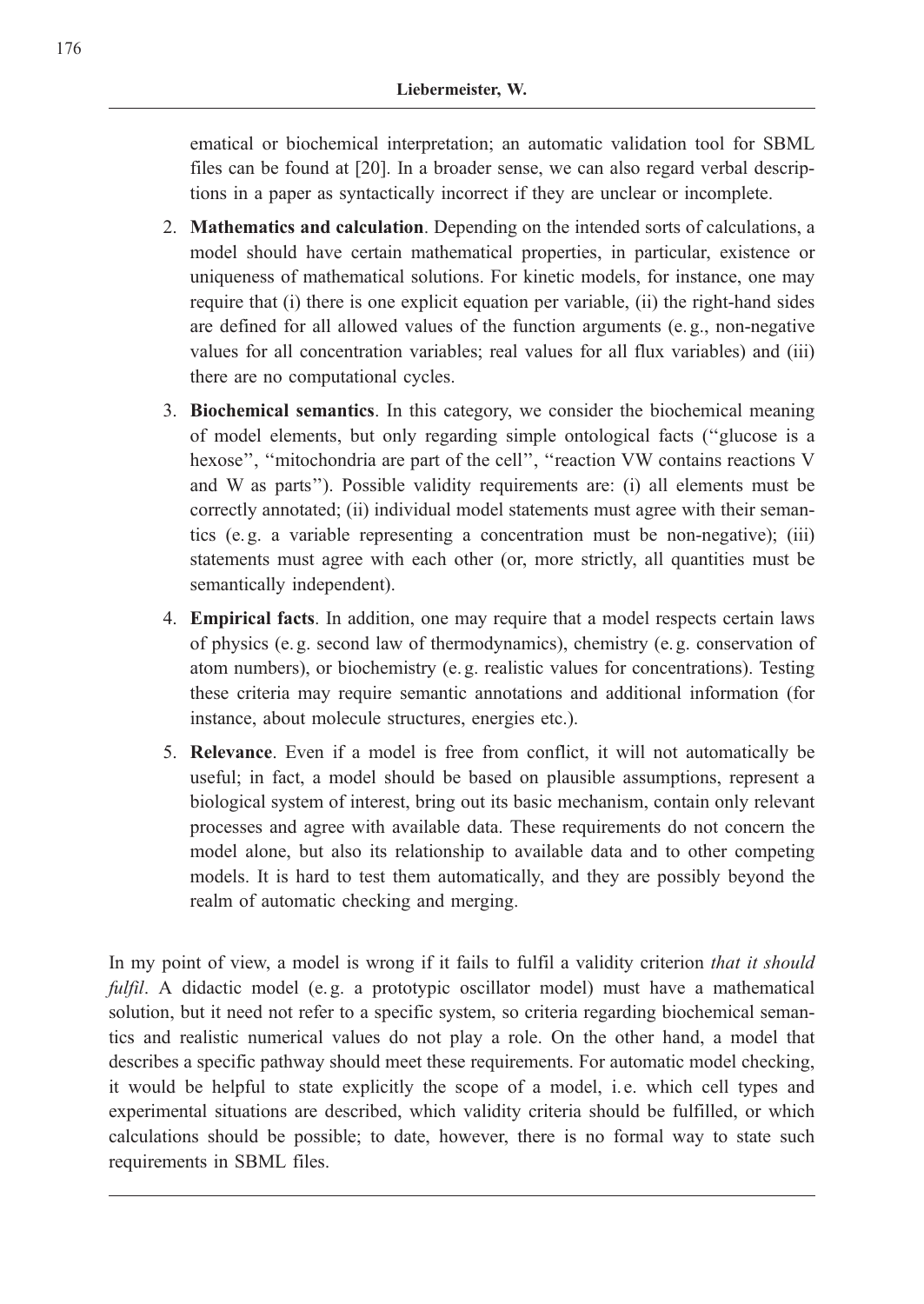ematical or biochemical interpretation; an automatic validation tool for SBML files can be found at [20]. In a broader sense, we can also regard verbal descriptions in a paper as syntactically incorrect if they are unclear or incomplete.

2. **Mathematics and calculation**. Depending on the intended sorts of calculations, a model should have certain mathematical properties, in particular, existence or uniqueness of mathematical solutions. For kinetic models, for instance, one may require that (i) there is one explicit equation per variable, (ii) the right-hand sides are defined for all allowed values of the function arguments (e. g., non-negative values for all concentration variables; real values for all flux variables) and (iii) there are no computational cycles.
3. **Biochemical semantics**. In this category, we consider the biochemical meaning of model elements, but only regarding simple ontological facts (''glucose is a hexose'', ''mitochondria are part of the cell'', ''reaction VW contains reactions V and W as parts''). Possible validity requirements are: (i) all elements must be correctly annotated; (ii) individual model statements must agree with their semantics (e. g. a variable representing a concentration must be non-negative); (iii) statements must agree with each other (or, more strictly, all quantities must be semantically independent).
4. **Empirical facts**. In addition, one may require that a model respects certain laws of physics (e. g. second law of thermodynamics), chemistry (e. g. conservation of atom numbers), or biochemistry (e. g. realistic values for concentrations). Testing these criteria may require semantic annotations and additional information (for instance, about molecule structures, energies etc.).
5. **Relevance**. Even if a model is free from conflict, it will not automatically be useful; in fact, a model should be based on plausible assumptions, represent a biological system of interest, bring out its basic mechanism, contain only relevant processes and agree with available data. These requirements do not concern the model alone, but also its relationship to available data and to other competing models. It is hard to test them automatically, and they are possibly beyond the realm of automatic checking and merging.

In my point of view, a model is wrong if it fails to fulfil a validity criterion *that it should fulfil*. A didactic model (e. g. a prototypic oscillator model) must have a mathematical solution, but it need not refer to a specific system, so criteria regarding biochemical semantics and realistic numerical values do not play a role. On the other hand, a model that describes a specific pathway should meet these requirements. For automatic model checking, it would be helpful to state explicitly the scope of a model, i. e. which cell types and experimental situations are described, which validity criteria should be fulfilled, or which calculations should be possible; to date, however, there is no formal way to state such requirements in SBML files.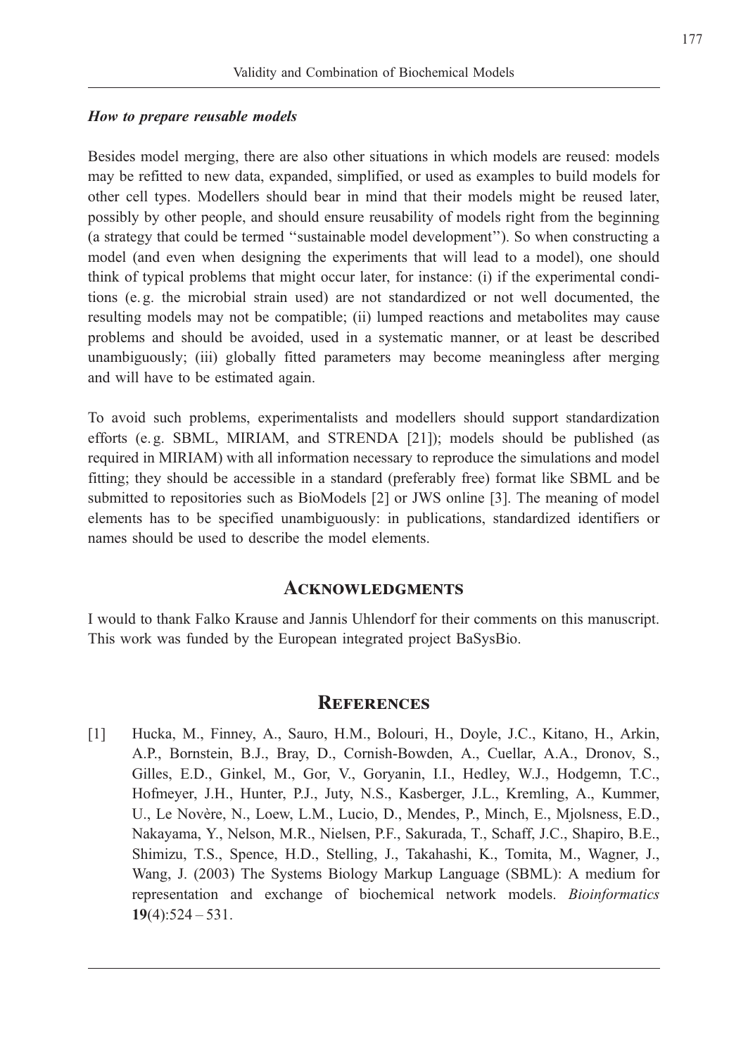### *How to prepare reusable models*

Besides model merging, there are also other situations in which models are reused: models may be refitted to new data, expanded, simplified, or used as examples to build models for other cell types. Modellers should bear in mind that their models might be reused later, possibly by other people, and should ensure reusability of models right from the beginning (a strategy that could be termed ''sustainable model development''). So when constructing a model (and even when designing the experiments that will lead to a model), one should think of typical problems that might occur later, for instance: (i) if the experimental conditions (e. g. the microbial strain used) are not standardized or not well documented, the resulting models may not be compatible; (ii) lumped reactions and metabolites may cause problems and should be avoided, used in a systematic manner, or at least be described unambiguously; (iii) globally fitted parameters may become meaningless after merging and will have to be estimated again.

To avoid such problems, experimentalists and modellers should support standardization efforts (e. g. SBML, MIRIAM, and STRENDA [21]); models should be published (as required in MIRIAM) with all information necessary to reproduce the simulations and model fitting; they should be accessible in a standard (preferably free) format like SBML and be submitted to repositories such as BioModels [2] or JWS online [3]. The meaning of model elements has to be specified unambiguously: in publications, standardized identifiers or names should be used to describe the model elements.

## Acknowledgments

I would to thank Falko Krause and Jannis Uhlendorf for their comments on this manuscript. This work was funded by the European integrated project BaSysBio.

## References

[1] Hucka, M., Finney, A., Sauro, H.M., Bolouri, H., Doyle, J.C., Kitano, H., Arkin, A.P., Bornstein, B.J., Bray, D., Cornish-Bowden, A., Cuellar, A.A., Dronov, S., Gilles, E.D., Ginkel, M., Gor, V., Goryanin, I.I., Hedley, W.J., Hodgemn, T.C., Hofmeyer, J.H., Hunter, P.J., Juty, N.S., Kasberger, J.L., Kremling, A., Kummer, U., Le Novère, N., Loew, L.M., Lucio, D., Mendes, P., Minch, E., Mjolsness, E.D., Nakayama, Y., Nelson, M.R., Nielsen, P.F., Sakurada, T., Schaff, J.C., Shapiro, B.E., Shimizu, T.S., Spence, H.D., Stelling, J., Takahashi, K., Tomita, M., Wagner, J., Wang, J. (2003) The Systems Biology Markup Language (SBML): A medium for representation and exchange of biochemical network models. *Bioinformatics* **19**(4):524 – 531.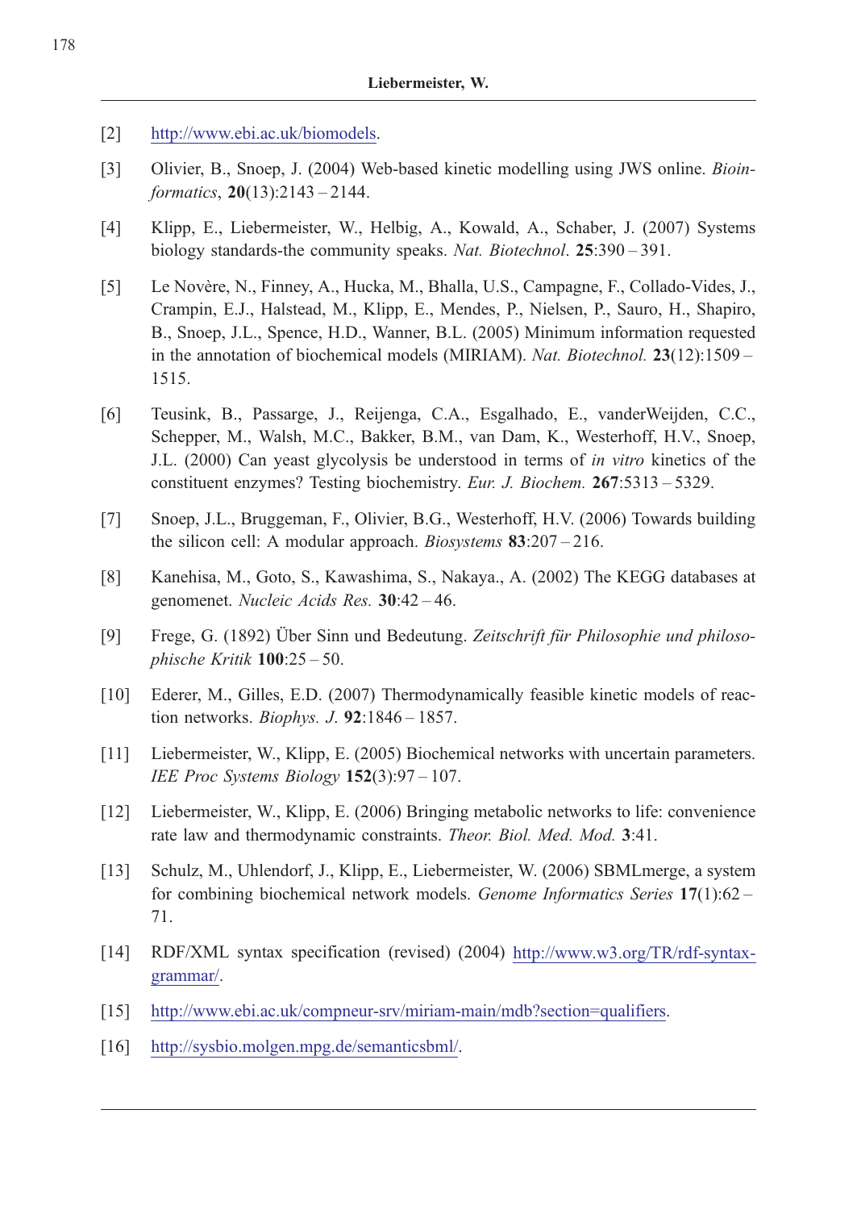[2] http://www.ebi.ac.uk/biomodels.

[3] Olivier, B., Snoep, J. (2004) Web-based kinetic modelling using JWS online. *Bioinformatics*, **20**(13):2143 – 2144.

[4] Klipp, E., Liebermeister, W., Helbig, A., Kowald, A., Schaber, J. (2007) Systems biology standards-the community speaks. *Nat. Biotechnol*. **25**:390 – 391.

[5] Le Novère, N., Finney, A., Hucka, M., Bhalla, U.S., Campagne, F., Collado-Vides, J., Crampin, E.J., Halstead, M., Klipp, E., Mendes, P., Nielsen, P., Sauro, H., Shapiro, B., Snoep, J.L., Spence, H.D., Wanner, B.L. (2005) Minimum information requested in the annotation of biochemical models (MIRIAM). *Nat. Biotechnol.* **23**(12):1509 – 1515.

[6] Teusink, B., Passarge, J., Reijenga, C.A., Esgalhado, E., vanderWeijden, C.C., Schepper, M., Walsh, M.C., Bakker, B.M., van Dam, K., Westerhoff, H.V., Snoep, J.L. (2000) Can yeast glycolysis be understood in terms of *in vitro* kinetics of the constituent enzymes? Testing biochemistry. *Eur. J. Biochem.* **267**:5313 – 5329.

[7] Snoep, J.L., Bruggeman, F., Olivier, B.G., Westerhoff, H.V. (2006) Towards building the silicon cell: A modular approach. *Biosystems* **83**:207 – 216.

[8] Kanehisa, M., Goto, S., Kawashima, S., Nakaya., A. (2002) The KEGG databases at genomenet. *Nucleic Acids Res.* **30**:42 – 46.

[9] Frege, G. (1892) Über Sinn und Bedeutung. *Zeitschrift für Philosophie und philosophische Kritik* **100**:25 – 50.

[10] Ederer, M., Gilles, E.D. (2007) Thermodynamically feasible kinetic models of reaction networks. *Biophys. J.* **92**:1846 – 1857.

[11] Liebermeister, W., Klipp, E. (2005) Biochemical networks with uncertain parameters. *IEE Proc Systems Biology* **152**(3):97 – 107.

[12] Liebermeister, W., Klipp, E. (2006) Bringing metabolic networks to life: convenience rate law and thermodynamic constraints. *Theor. Biol. Med. Mod.* **3**:41.

[13] Schulz, M., Uhlendorf, J., Klipp, E., Liebermeister, W. (2006) SBMLmerge, a system for combining biochemical network models. *Genome Informatics Series* **17**(1):62 – 71.

[14] RDF/XML syntax specification (revised) (2004) http://www.w3.org/TR/rdf-syntax-grammar/.

[15] http://www.ebi.ac.uk/compneur-srv/miriam-main/mdb?section=qualifiers.

[16] http://sysbio.molgen.mpg.de/semanticsbml/.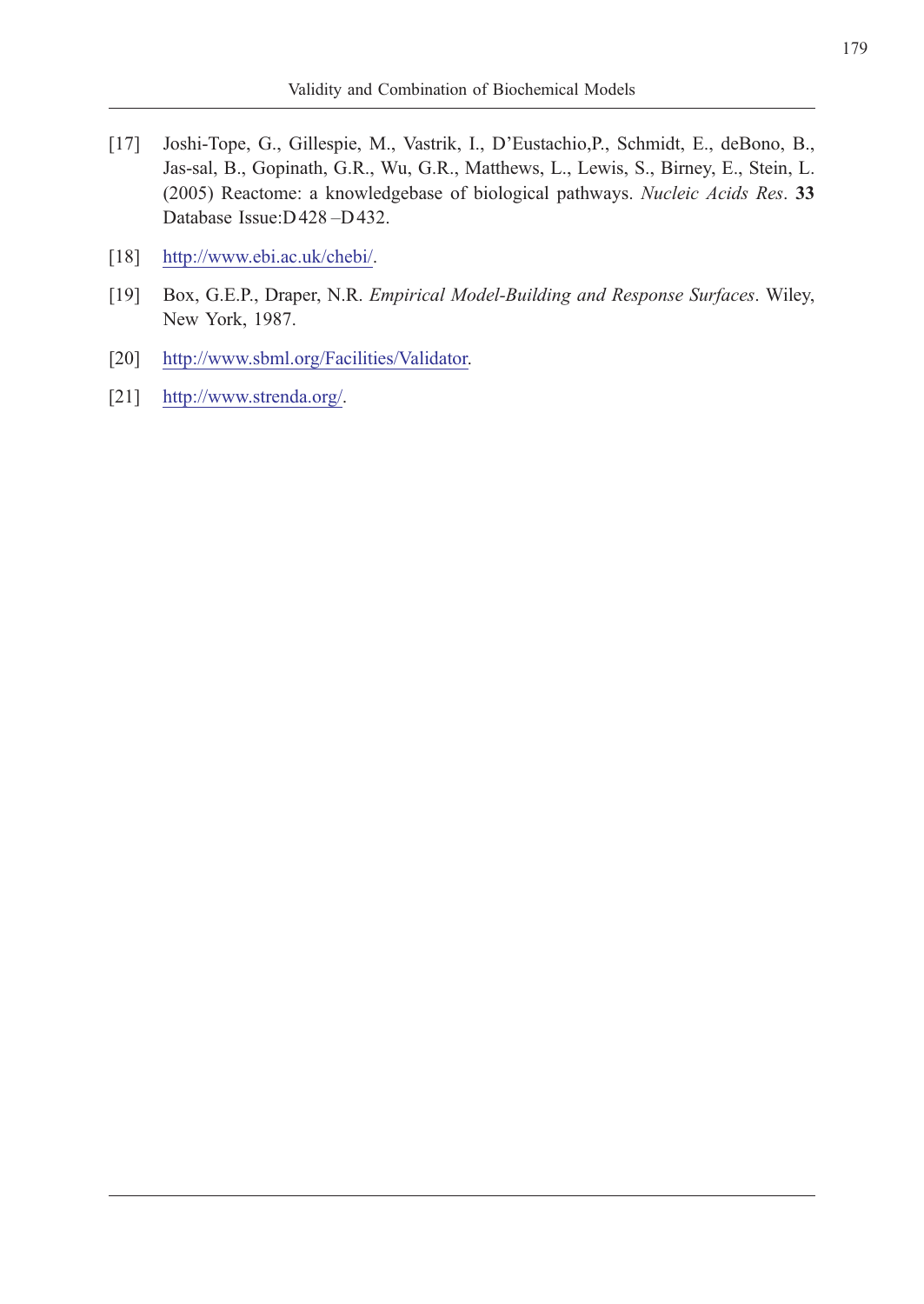[17] Joshi-Tope, G., Gillespie, M., Vastrik, I., D'Eustachio,P., Schmidt, E., deBono, B., Jas-sal, B., Gopinath, G.R., Wu, G.R., Matthews, L., Lewis, S., Birney, E., Stein, L. (2005) Reactome: a knowledgebase of biological pathways. *Nucleic Acids Res*. **33** Database Issue:D428 –D432.

[18] http://www.ebi.ac.uk/chebi/.

[19] Box, G.E.P., Draper, N.R. *Empirical Model-Building and Response Surfaces*. Wiley, New York, 1987.

[20] http://www.sbml.org/Facilities/Validator.

[21] http://www.strenda.org/.